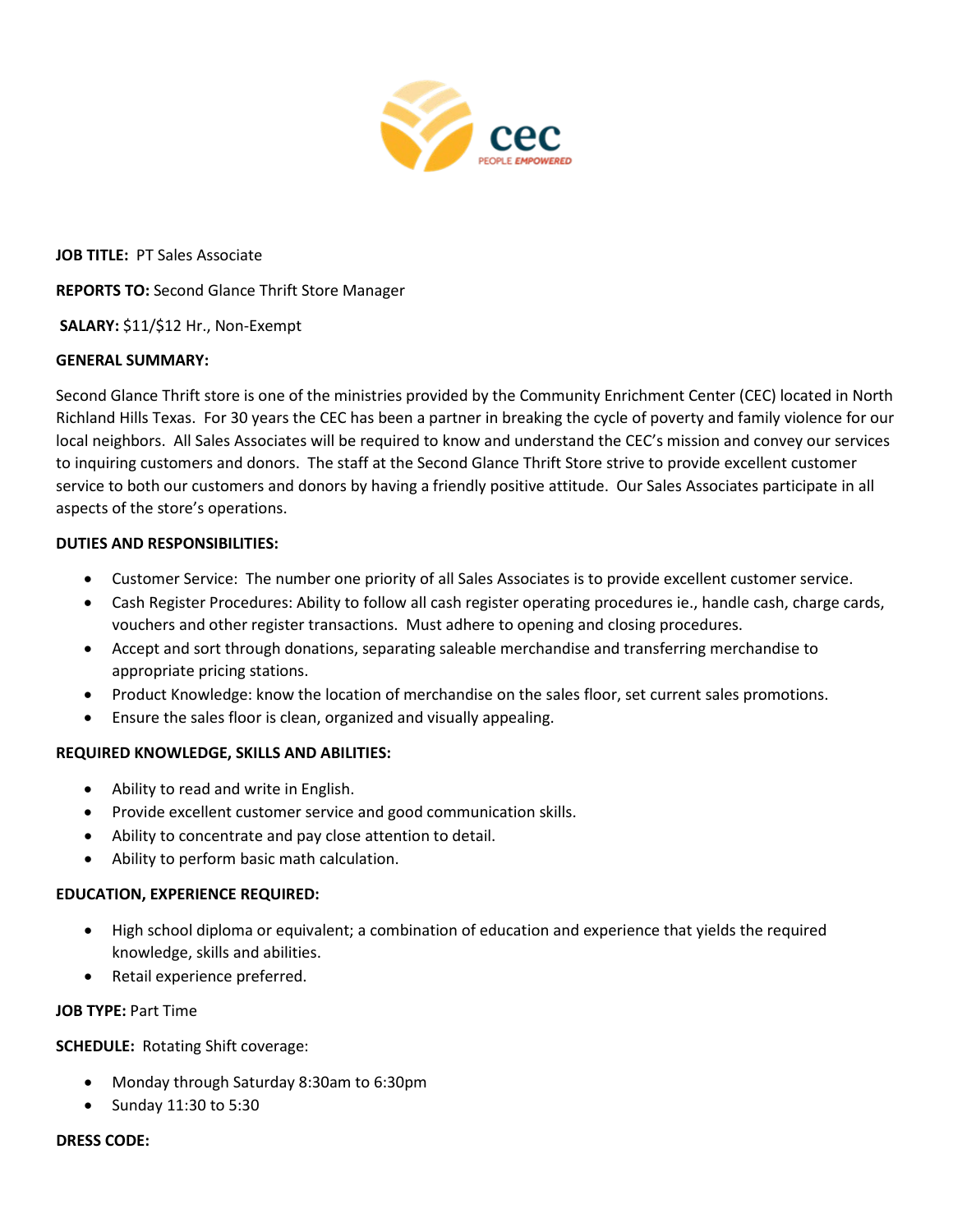cec
PEOPLE EMPOWERED

**JOB TITLE:** PT Sales Associate

**REPORTS TO:** Second Glance Thrift Store Manager

**SALARY:** $11/$12 Hr., Non-Exempt

**GENERAL SUMMARY:**

Second Glance Thrift store is one of the ministries provided by the Community Enrichment Center (CEC) located in North Richland Hills Texas. For 30 years the CEC has been a partner in breaking the cycle of poverty and family violence for our local neighbors. All Sales Associates will be required to know and understand the CEC's mission and convey our services to inquiring customers and donors. The staff at the Second Glance Thrift Store strive to provide excellent customer service to both our customers and donors by having a friendly positive attitude. Our Sales Associates participate in all aspects of the store's operations.

**DUTIES AND RESPONSIBILITIES:**

- Customer Service: The number one priority of all Sales Associates is to provide excellent customer service.
- Cash Register Procedures: Ability to follow all cash register operating procedures ie., handle cash, charge cards, vouchers and other register transactions. Must adhere to opening and closing procedures.
- Accept and sort through donations, separating saleable merchandise and transferring merchandise to appropriate pricing stations.
- Product Knowledge: know the location of merchandise on the sales floor, set current sales promotions.
- Ensure the sales floor is clean, organized and visually appealing.

**REQUIRED KNOWLEDGE, SKILLS AND ABILITIES:**

- Ability to read and write in English.
- Provide excellent customer service and good communication skills.
- Ability to concentrate and pay close attention to detail.
- Ability to perform basic math calculation.

**EDUCATION, EXPERIENCE REQUIRED:**

- High school diploma or equivalent; a combination of education and experience that yields the required knowledge, skills and abilities.
- Retail experience preferred.

**JOB TYPE:** Part Time

**SCHEDULE:** Rotating Shift coverage:

- Monday through Saturday 8:30am to 6:30pm
- Sunday 11:30 to 5:30

**DRESS CODE:**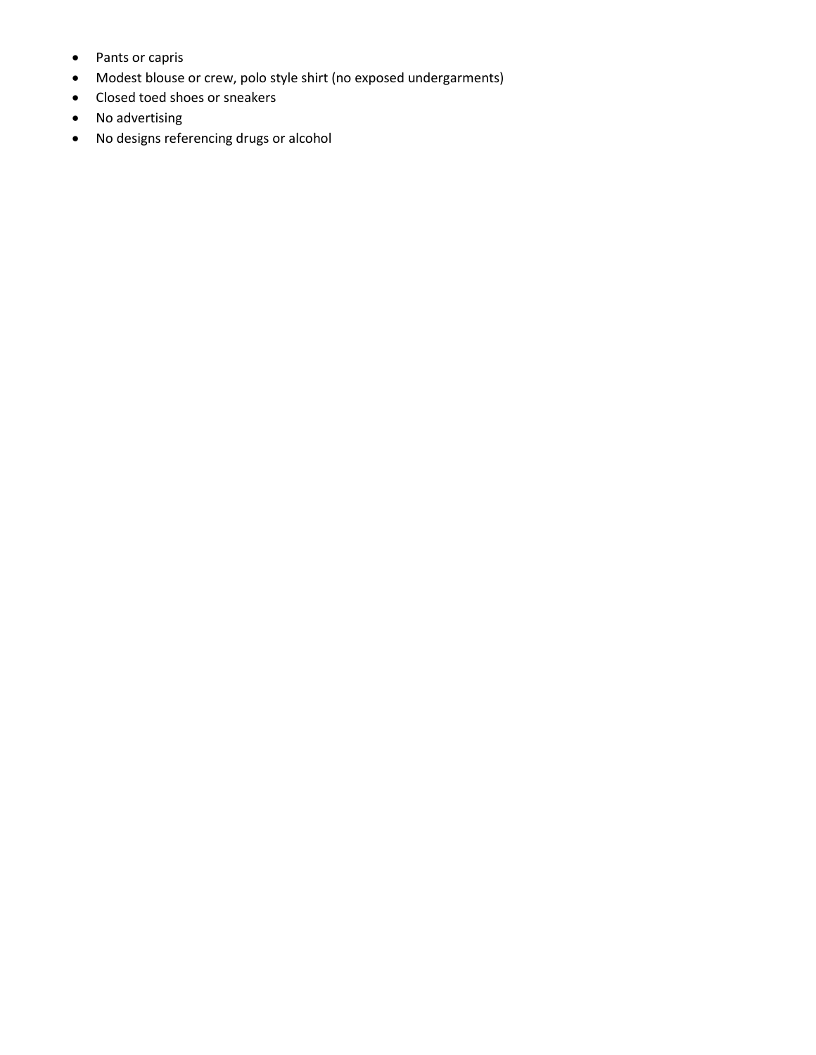- Pants or capris
- Modest blouse or crew, polo style shirt (no exposed undergarments)
- Closed toed shoes or sneakers
- No advertising
- No designs referencing drugs or alcohol